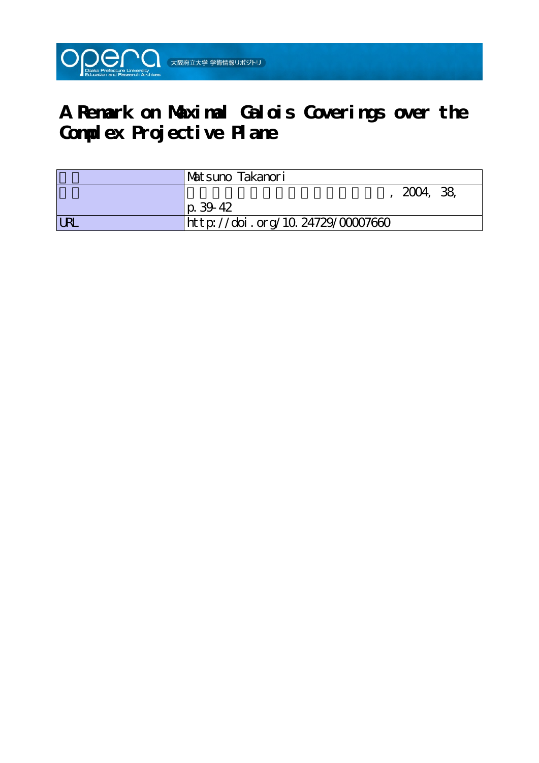# A Remark on Maximal Galois Coverings over the Complex Projective Plane

| | |
|---|---|
| | Matsuno Takanori |
| | , 2004, 38, p.39-42 |
| URL | http://doi.org/10.24729/00007660 |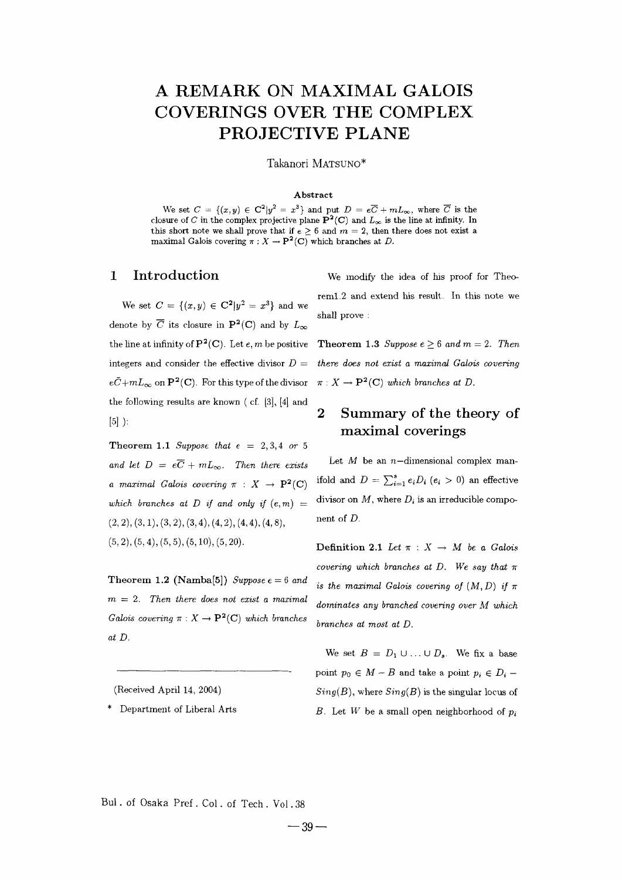# A REMARK ON MAXIMAL GALOIS COVERINGS OVER THE COMPLEX PROJECTIVE PLANE

Takanori MATSUNO*

**Abstract**

We set $C = \{(x, y) \in \mathbf{C}^2 | y^2 = x^3\}$ and put $D = e\overline{C} + mL_\infty$, where $\overline{C}$ is the closure of $C$ in the complex projective plane $\mathbf{P}^2(\mathbf{C})$ and $L_\infty$ is the line at infinity. In this short note we shall prove that if $e \geq 6$ and $m = 2$, then there does not exist a maximal Galois covering $\pi : X \to \mathbf{P}^2(\mathbf{C})$ which branches at $D$.

## 1 Introduction

We set $C = \{(x, y) \in \mathbf{C}^2 | y^2 = x^3\}$ and we denote by $\overline{C}$ its closure in $\mathbf{P}^2(\mathbf{C})$ and by $L_\infty$ the line at infinity of $\mathbf{P}^2(\mathbf{C})$. Let $e, m$ be positive integers and consider the effective divisor $D = e\bar{C} + mL_\infty$ on $\mathbf{P}^2(\mathbf{C})$. For this type of the divisor the following results are known ( cf. [3], [4] and [5] ):

**Theorem 1.1** *Suppose that $e = 2, 3, 4$ or $5$ and let $D = e\overline{C} + mL_\infty$. Then there exists a maximal Galois covering $\pi : X \to \mathbf{P}^2(\mathbf{C})$ which branches at $D$ if and only if $(e, m) =$ $(2, 2), (3, 1), (3, 2), (3, 4), (4, 2), (4, 4), (4, 8),$ $(5, 2), (5, 4), (5, 5), (5, 10), (5, 20)$.*

**Theorem 1.2 (Namba[5])** *Suppose $e = 6$ and $m = 2$. Then there does not exist a maximal Galois covering $\pi : X \to \mathbf{P}^2(\mathbf{C})$ which branches at $D$.*

We modify the idea of his proof for Theorem1.2 and extend his result. In this note we shall prove :

**Theorem 1.3** *Suppose $e \geq 6$ and $m = 2$. Then there does not exist a maximal Galois covering $\pi : X \to \mathbf{P}^2(\mathbf{C})$ which branches at $D$.*

## 2 Summary of the theory of maximal coverings

Let $M$ be an $n$−dimensional complex manifold and $D = \sum_{i=1}^{s} e_i D_i$ ($e_i > 0$) an effective divisor on $M$, where $D_i$ is an irreducible component of $D$.

**Definition 2.1** *Let $\pi : X \to M$ be a Galois covering which branches at $D$. We say that $\pi$ is the maximal Galois covering of $(M, D)$ if $\pi$ dominates any branched covering over $M$ which branches at most at $D$.*

We set $B = D_1 \cup \ldots \cup D_s$. We fix a base point $p_0 \in M - B$ and take a point $p_i \in D_i - Sing(B)$, where $Sing(B)$ is the singular locus of $B$. Let $W$ be a small open neighborhood of $p_i$

(Received April 14, 2004)

\* Department of Liberal Arts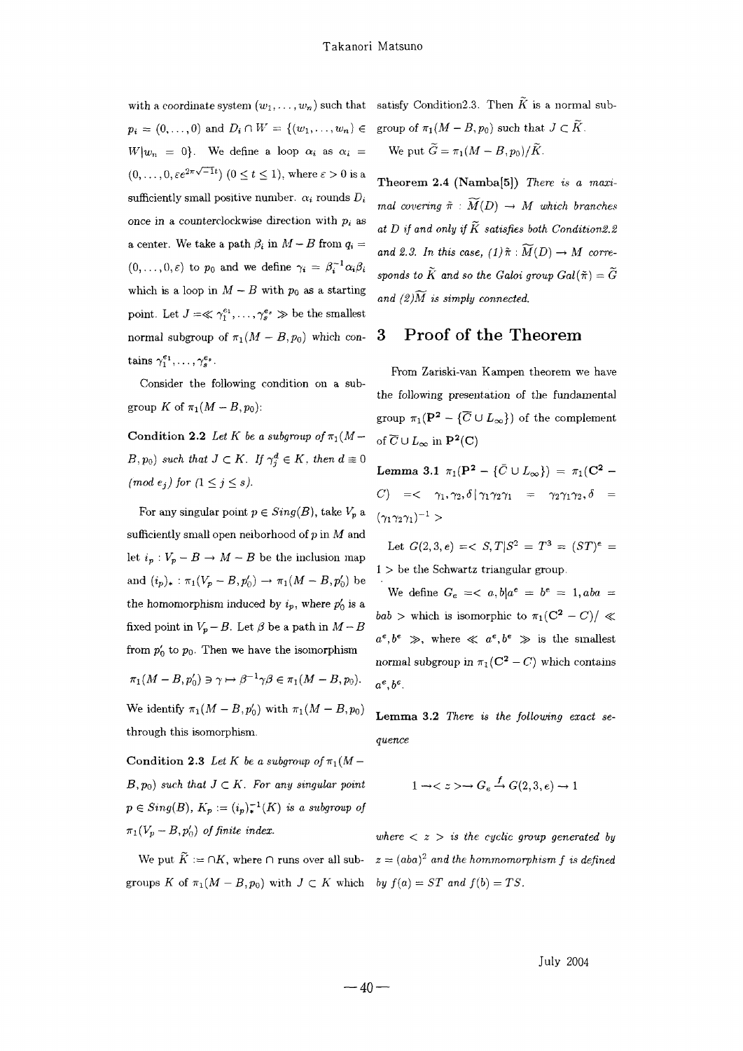with a coordinate system $(w_1, \ldots, w_n)$ such that $p_i = (0, \ldots, 0)$ and $D_i \cap W = \{(w_1, \ldots, w_n) \in W | w_n = 0\}$. We define a loop $\alpha_i$ as $\alpha_i = (0, \ldots, 0, \varepsilon e^{2\pi\sqrt{-1}t})$ $(0 \leq t \leq 1)$, where $\varepsilon > 0$ is a sufficiently small positive number. $\alpha_i$ rounds $D_i$ once in a counterclockwise direction with $p_i$ as a center. We take a path $\beta_i$ in $M - B$ from $q_i = (0, \ldots, 0, \varepsilon)$ to $p_0$ and we define $\gamma_i = \beta_i^{-1}\alpha_i\beta_i$ which is a loop in $M - B$ with $p_0$ as a starting point. Let $J = \ll \gamma_1^{e_1}, \ldots, \gamma_s^{e_s} \gg$ be the smallest normal subgroup of $\pi_1(M - B, p_0)$ which contains $\gamma_1^{e_1}, \ldots, \gamma_s^{e_s}$.

Consider the following condition on a subgroup $K$ of $\pi_1(M - B, p_0)$:

**Condition 2.2** *Let $K$ be a subgroup of $\pi_1(M - B, p_0)$ such that $J \subset K$. If $\gamma_j^d \in K$, then $d \equiv 0$ (mod $e_j$) for $(1 \leq j \leq s)$.*

For any singular point $p \in Sing(B)$, take $V_p$ a sufficiently small open neiborhood of $p$ in $M$ and let $i_p : V_p - B \to M - B$ be the inclusion map and $(i_p)_* : \pi_1(V_p - B, p_0') \to \pi_1(M - B, p_0')$ be the homomorphism induced by $i_p$, where $p_0'$ is a fixed point in $V_p - B$. Let $\beta$ be a path in $M - B$ from $p_0'$ to $p_0$. Then we have the isomorphism

$$\pi_1(M - B, p_0') \ni \gamma \mapsto \beta^{-1}\gamma\beta \in \pi_1(M - B, p_0).$$

We identify $\pi_1(M - B, p_0')$ with $\pi_1(M - B, p_0)$ through this isomorphism.

**Condition 2.3** *Let $K$ be a subgroup of $\pi_1(M - B, p_0)$ such that $J \subset K$. For any singular point $p \in Sing(B)$, $K_p := (i_p)_*^{-1}(K)$ is a subgroup of $\pi_1(V_p - B, p_0')$ of finite index.*

We put $\widetilde{K} := \cap K$, where $\cap$ runs over all subgroups $K$ of $\pi_1(M - B, p_0)$ with $J \subset K$ which satisfy Condition2.3. Then $\widetilde{K}$ is a normal subgroup of $\pi_1(M - B, p_0)$ such that $J \subset \widetilde{K}$.

We put $\widetilde{G} = \pi_1(M - B, p_0)/\widetilde{K}$.

**Theorem 2.4 (Namba[5])** *There is a maximal covering $\tilde{\pi} : \widetilde{M}(D) \to M$ which branches at $D$ if and only if $\widetilde{K}$ satisfies both Condition2.2 and 2.3. In this case, (1) $\tilde{\pi} : \widetilde{M}(D) \to M$ corresponds to $\widetilde{K}$ and so the Galoi group $Gal(\tilde{\pi}) = \widetilde{G}$ and (2) $\widetilde{M}$ is simply connected.*

## 3 Proof of the Theorem

From Zariski-van Kampen theorem we have the following presentation of the fundamental group $\pi_1(\mathbf{P^2} - \{\overline{C} \cup L_\infty\})$ of the complement of $\overline{C} \cup L_\infty$ in $\mathbf{P^2(C)}$

**Lemma 3.1** $\pi_1(\mathbf{P^2} - \{\bar{C} \cup L_\infty\}) = \pi_1(\mathbf{C^2} - C) = < \gamma_1, \gamma_2, \delta \,|\, \gamma_1\gamma_2\gamma_1 = \gamma_2\gamma_1\gamma_2, \delta = (\gamma_1\gamma_2\gamma_1)^{-1} >$

Let $G(2,3,e) = < S, T | S^2 = T^3 = (ST)^e = 1 >$ be the Schwartz triangular group.

We define $G_e = < a, b | a^e = b^e = 1, aba = bab >$ which is isomorphic to $\pi_1(\mathbf{C^2} - C)/ \ll a^e, b^e \gg$, where $\ll a^e, b^e \gg$ is the smallest normal subgroup in $\pi_1(\mathbf{C^2} - C)$ which contains $a^e, b^e$.

**Lemma 3.2** *There is the following exact sequence*

$$1 \to < z > \to G_e \xrightarrow{f} G(2,3,e) \to 1$$

*where $< z >$ is the cyclic group generated by $z = (aba)^2$ and the hommomorphism $f$ is defined by $f(a) = ST$ and $f(b) = TS$.*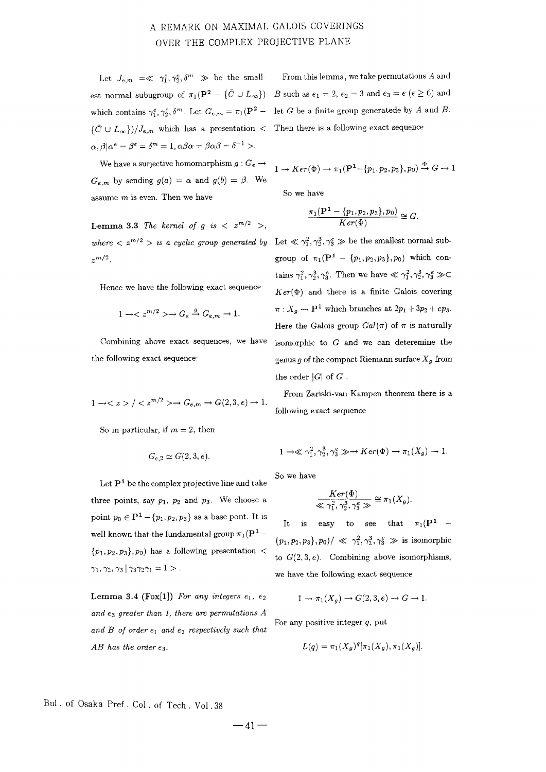Let $J_{e,m} = \ll \gamma_1^e, \gamma_2^e, \delta^m \gg$ be the smallest normal subugroup of $\pi_1(\mathbf{P^2} - \{\bar{C} \cup L_\infty\})$ which contains $\gamma_1^e, \gamma_2^e, \delta^m$. Let $G_{e,m} = \pi_1(\mathbf{P^2} - \{\bar{C} \cup L_\infty\})/J_{e,m}$ which has a presentation $< \alpha, \beta | \alpha^e = \beta^e = \delta^m = 1, \alpha\beta\alpha = \beta\alpha\beta = \delta^{-1} >$.

We have a surjective homomorphism $g : G_e \to G_{e,m}$ by sending $g(a) = \alpha$ and $g(b) = \beta$. We assume $m$ is even. Then we have

**Lemma 3.3** *The kernel of $g$ is $< z^{m/2} >$, where $< z^{m/2} >$ is a cyclic group generated by $z^{m/2}$.*

Hence we have the following exact sequence:

$$1 \to < z^{m/2} > \to G_e \xrightarrow{g} G_{e,m} \to 1.$$

Combining above exact sequences, we have the following exact sequence:

$$1 \to < z > / < z^{m/2} > \to G_{e,m} \to G(2,3,e) \to 1.$$

So in particular, if $m = 2$, then

$$G_{e,2} \simeq G(2,3,e).$$

Let $\mathbf{P^1}$ be the complex projective line and take three points, say $p_1$, $p_2$ and $p_3$. We choose a point $p_0 \in \mathbf{P^1} - \{p_1, p_2, p_3\}$ as a base pont. It is well known that the fundamental group $\pi_1(\mathbf{P^1} - \{p_1, p_2, p_3\}, p_0)$ has a following presentation $< \gamma_1, \gamma_2, \gamma_3 \,|\, \gamma_3\gamma_2\gamma_1 = 1 >$.

**Lemma 3.4 (Fox[1])** *For any integers $e_1$, $e_2$ and $e_3$ greater than 1, there are permutations $A$ and $B$ of order $e_1$ and $e_2$ respectively such that $AB$ has the order $e_3$.*

From this lemma, we take permutations $A$ and $B$ such as $e_1 = 2$, $e_2 = 3$ and $e_3 = e$ ($e \geq 6$) and let $G$ be a finite group generatede by $A$ and $B$. Then there is a following exact sequence

$$1 \to Ker(\Phi) \to \pi_1(\mathbf{P^1} - \{p_1, p_2, p_3\}, p_0) \xrightarrow{\Phi} G \to 1$$

So we have

$$\frac{\pi_1(\mathbf{P^1} - \{p_1, p_2, p_3\}, p_0)}{Ker(\Phi)} \cong G.$$

Let $\ll \gamma_1^2, \gamma_2^3, \gamma_3^e \gg$ be the smallest normal subgroup of $\pi_1(\mathbf{P^1} - \{p_1, p_2, p_3\}, p_0)$ which contains $\gamma_1^2, \gamma_2^3, \gamma_3^e$. Then we have $\ll \gamma_1^2, \gamma_2^3, \gamma_3^e \gg \subset Ker(\Phi)$ and there is a finite Galois covering $\pi : X_g \to \mathbf{P^1}$ which branches at $2p_1 + 3p_2 + ep_3$. Here the Galois group $Gal(\pi)$ of $\pi$ is naturally isomorphic to $G$ and we can deteremine the genus $g$ of the compact Riemann surface $X_g$ from the order $|G|$ of $G$ .

From Zariski-van Kampen theorem there is a following exact sequence

$$1 \to \ll \gamma_1^2, \gamma_2^3, \gamma_3^e \gg \to Ker(\Phi) \to \pi_1(X_g) \to 1.$$

So we have

$$\frac{Ker(\Phi)}{\ll \gamma_1^2, \gamma_2^3, \gamma_3^e \gg} \cong \pi_1(X_g).$$

It is easy to see that $\pi_1(\mathbf{P^1} - \{p_1, p_2, p_3\}, p_0) / \ll \gamma_1^2, \gamma_2^3, \gamma_3^e \gg$ is isomorphic to $G(2,3,e)$. Combining above isomorphisms, we have the following exact sequence

$$1 \to \pi_1(X_g) \to G(2,3,e) \to G \to 1.$$

For any positive integer $q$, put

$$L(q) = \pi_1(X_g)^q[\pi_1(X_g), \pi_1(X_g)].$$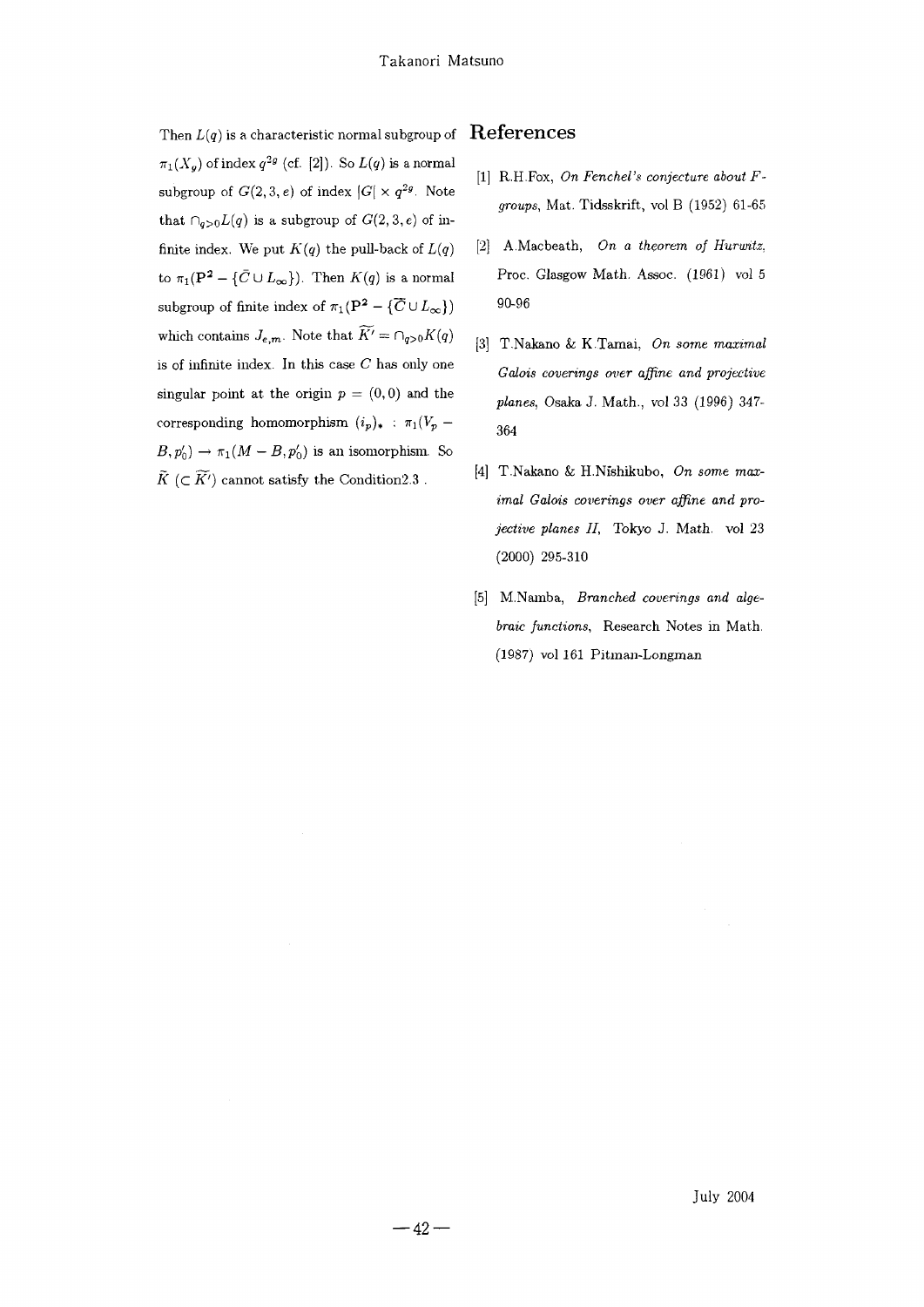Then $L(q)$ is a characteristic normal subgroup of $\pi_1(X_g)$ of index $q^{2g}$ (cf. [2]). So $L(q)$ is a normal subgroup of $G(2,3,e)$ of index $|G| \times q^{2g}$. Note that $\cap_{q>0} L(q)$ is a subgroup of $G(2,3,e)$ of infinite index. We put $K(q)$ the pull-back of $L(q)$ to $\pi_1(\mathbf{P^2} - \{\bar{C} \cup L_\infty\})$. Then $K(q)$ is a normal subgroup of finite index of $\pi_1(\mathbf{P^2} - \{\overline{C} \cup L_\infty\})$ which contains $J_{e,m}$. Note that $\widetilde{K'} = \cap_{q>0} K(q)$ is of infinite index. In this case $C$ has only one singular point at the origin $p = (0,0)$ and the corresponding homomorphism $(i_p)_* : \pi_1(V_p - B, p_0') \to \pi_1(M - B, p_0')$ is an isomorphism. So $\widetilde{K}$ $(\subset \widetilde{K'})$ cannot satisfy the Condition2.3 .

# References

[1] R.H.Fox, *On Fenchel's conjecture about F-groups*, Mat. Tidsskrift, vol B (1952) 61-65

[2] A.Macbeath, *On a theorem of Hurwitz*, Proc. Glasgow Math. Assoc. (1961) vol 5 90-96

[3] T.Nakano & K.Tamai, *On some maximal Galois coverings over affine and projective planes*, Osaka J. Math., vol 33 (1996) 347-364

[4] T.Nakano & H.Nishikubo, *On some maximal Galois coverings over affine and projective planes II*, Tokyo J. Math. vol 23 (2000) 295-310

[5] M.Namba, *Branched coverings and algebraic functions*, Research Notes in Math. (1987) vol 161 Pitman-Longman

July 2004